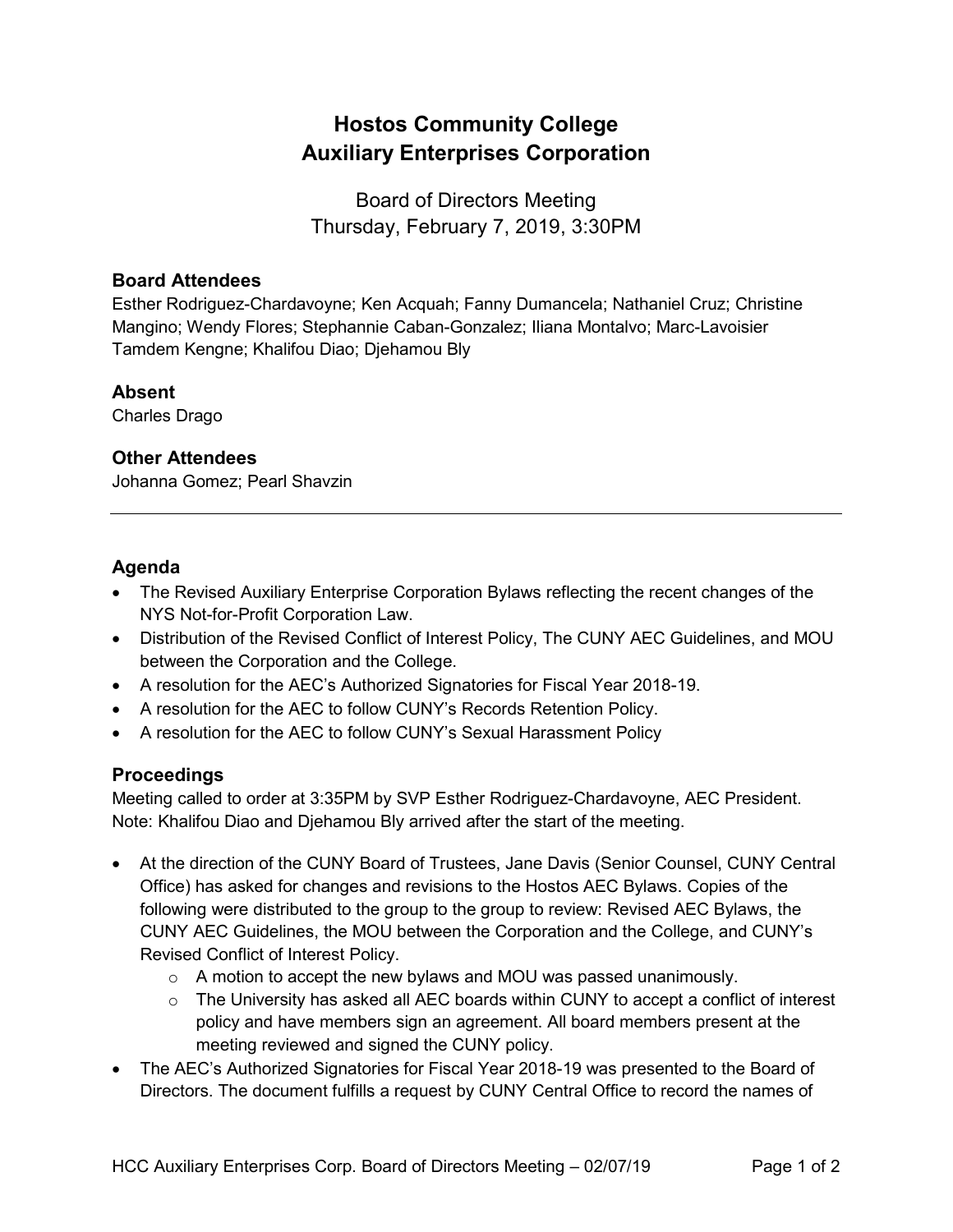# Hostos Community College
# Auxiliary Enterprises Corporation

Board of Directors Meeting
Thursday, February 7, 2019, 3:30PM

### Board Attendees

Esther Rodriguez-Chardavoyne; Ken Acquah; Fanny Dumancela; Nathaniel Cruz; Christine Mangino; Wendy Flores; Stephannie Caban-Gonzalez; Iliana Montalvo; Marc-Lavoisier Tamdem Kengne; Khalifou Diao; Djehamou Bly

### Absent

Charles Drago

### Other Attendees

Johanna Gomez; Pearl Shavzin

---

## Agenda

- The Revised Auxiliary Enterprise Corporation Bylaws reflecting the recent changes of the NYS Not-for-Profit Corporation Law.
- Distribution of the Revised Conflict of Interest Policy, The CUNY AEC Guidelines, and MOU between the Corporation and the College.
- A resolution for the AEC's Authorized Signatories for Fiscal Year 2018-19.
- A resolution for the AEC to follow CUNY's Records Retention Policy.
- A resolution for the AEC to follow CUNY's Sexual Harassment Policy

## Proceedings

Meeting called to order at 3:35PM by SVP Esther Rodriguez-Chardavoyne, AEC President. Note: Khalifou Diao and Djehamou Bly arrived after the start of the meeting.

- At the direction of the CUNY Board of Trustees, Jane Davis (Senior Counsel, CUNY Central Office) has asked for changes and revisions to the Hostos AEC Bylaws. Copies of the following were distributed to the group to the group to review: Revised AEC Bylaws, the CUNY AEC Guidelines, the MOU between the Corporation and the College, and CUNY's Revised Conflict of Interest Policy.
    - A motion to accept the new bylaws and MOU was passed unanimously.
    - The University has asked all AEC boards within CUNY to accept a conflict of interest policy and have members sign an agreement. All board members present at the meeting reviewed and signed the CUNY policy.
- The AEC's Authorized Signatories for Fiscal Year 2018-19 was presented to the Board of Directors. The document fulfills a request by CUNY Central Office to record the names of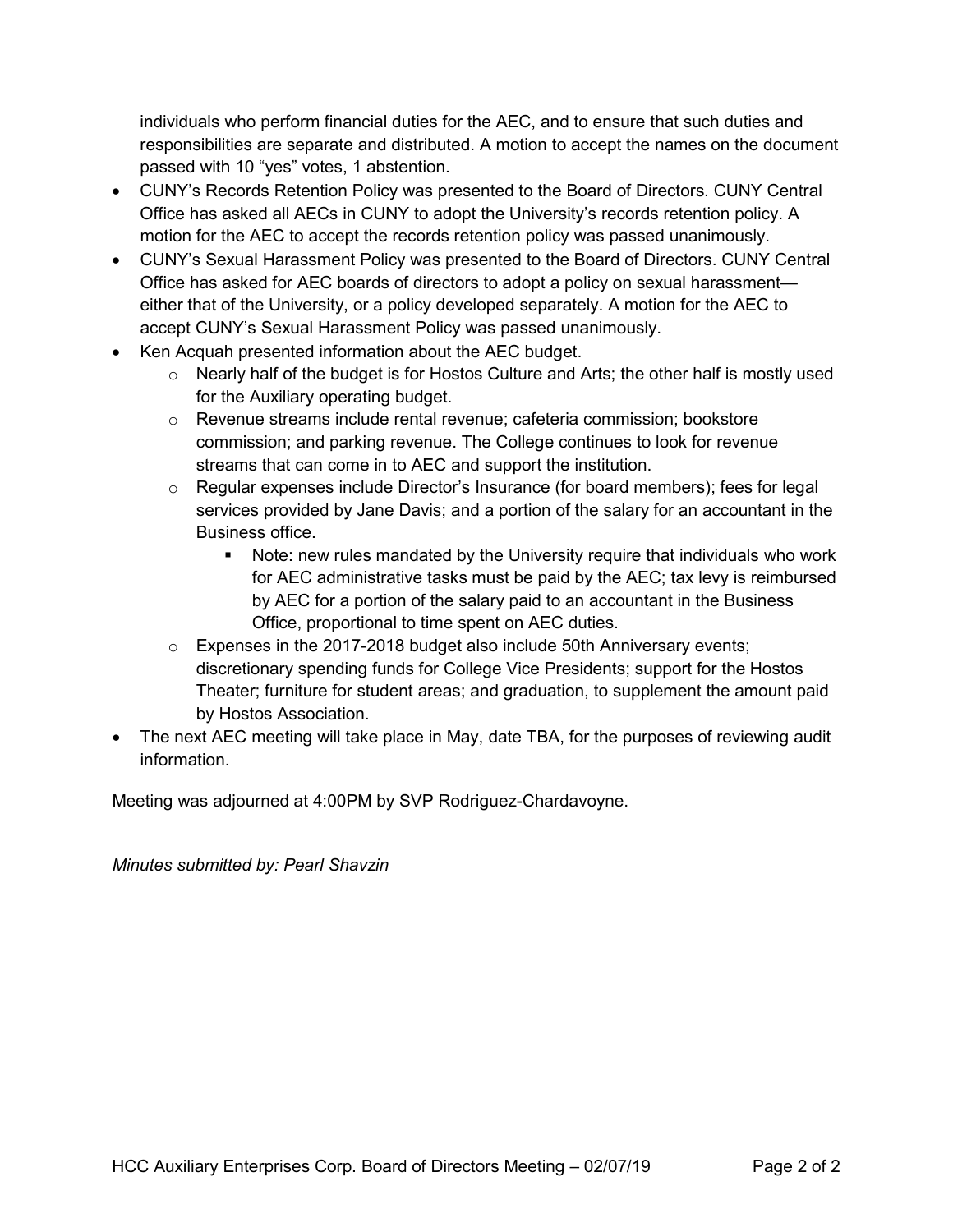individuals who perform financial duties for the AEC, and to ensure that such duties and responsibilities are separate and distributed. A motion to accept the names on the document passed with 10 "yes" votes, 1 abstention.

- CUNY's Records Retention Policy was presented to the Board of Directors. CUNY Central Office has asked all AECs in CUNY to adopt the University's records retention policy. A motion for the AEC to accept the records retention policy was passed unanimously.
- CUNY's Sexual Harassment Policy was presented to the Board of Directors. CUNY Central Office has asked for AEC boards of directors to adopt a policy on sexual harassment—either that of the University, or a policy developed separately. A motion for the AEC to accept CUNY's Sexual Harassment Policy was passed unanimously.
- Ken Acquah presented information about the AEC budget.
  - Nearly half of the budget is for Hostos Culture and Arts; the other half is mostly used for the Auxiliary operating budget.
  - Revenue streams include rental revenue; cafeteria commission; bookstore commission; and parking revenue. The College continues to look for revenue streams that can come in to AEC and support the institution.
  - Regular expenses include Director's Insurance (for board members); fees for legal services provided by Jane Davis; and a portion of the salary for an accountant in the Business office.
    - Note: new rules mandated by the University require that individuals who work for AEC administrative tasks must be paid by the AEC; tax levy is reimbursed by AEC for a portion of the salary paid to an accountant in the Business Office, proportional to time spent on AEC duties.
  - Expenses in the 2017-2018 budget also include 50th Anniversary events; discretionary spending funds for College Vice Presidents; support for the Hostos Theater; furniture for student areas; and graduation, to supplement the amount paid by Hostos Association.
- The next AEC meeting will take place in May, date TBA, for the purposes of reviewing audit information.

Meeting was adjourned at 4:00PM by SVP Rodriguez-Chardavoyne.

*Minutes submitted by: Pearl Shavzin*